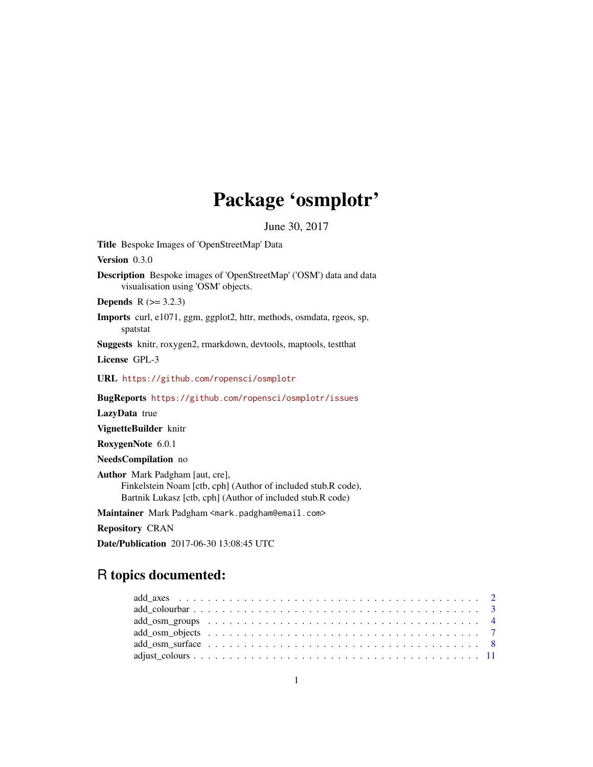# Package 'osmplotr'

June 30, 2017

**Title** Bespoke Images of 'OpenStreetMap' Data

**Version** 0.3.0

**Description** Bespoke images of 'OpenStreetMap' ('OSM') data and data visualisation using 'OSM' objects.

**Depends** R (>= 3.2.3)

**Imports** curl, e1071, ggm, ggplot2, httr, methods, osmdata, rgeos, sp, spatstat

**Suggests** knitr, roxygen2, rmarkdown, devtools, maptools, testthat

**License** GPL-3

**URL** https://github.com/ropensci/osmplotr

**BugReports** https://github.com/ropensci/osmplotr/issues

**LazyData** true

**VignetteBuilder** knitr

**RoxygenNote** 6.0.1

**NeedsCompilation** no

**Author** Mark Padgham [aut, cre],
Finkelstein Noam [ctb, cph] (Author of included stub.R code),
Bartnik Lukasz [ctb, cph] (Author of included stub.R code)

**Maintainer** Mark Padgham <mark.padgham@email.com>

**Repository** CRAN

**Date/Publication** 2017-06-30 13:08:45 UTC

## R topics documented:

- add_axes . . . . . . . . . . . . . . . . . . . . . . . . . . . . . . . . . . . . . . . . . . 2
- add_colourbar . . . . . . . . . . . . . . . . . . . . . . . . . . . . . . . . . . . . . . . . 3
- add_osm_groups . . . . . . . . . . . . . . . . . . . . . . . . . . . . . . . . . . . . . . 4
- add_osm_objects . . . . . . . . . . . . . . . . . . . . . . . . . . . . . . . . . . . . . . 7
- add_osm_surface . . . . . . . . . . . . . . . . . . . . . . . . . . . . . . . . . . . . . . 8
- adjust_colours . . . . . . . . . . . . . . . . . . . . . . . . . . . . . . . . . . . . . . . 11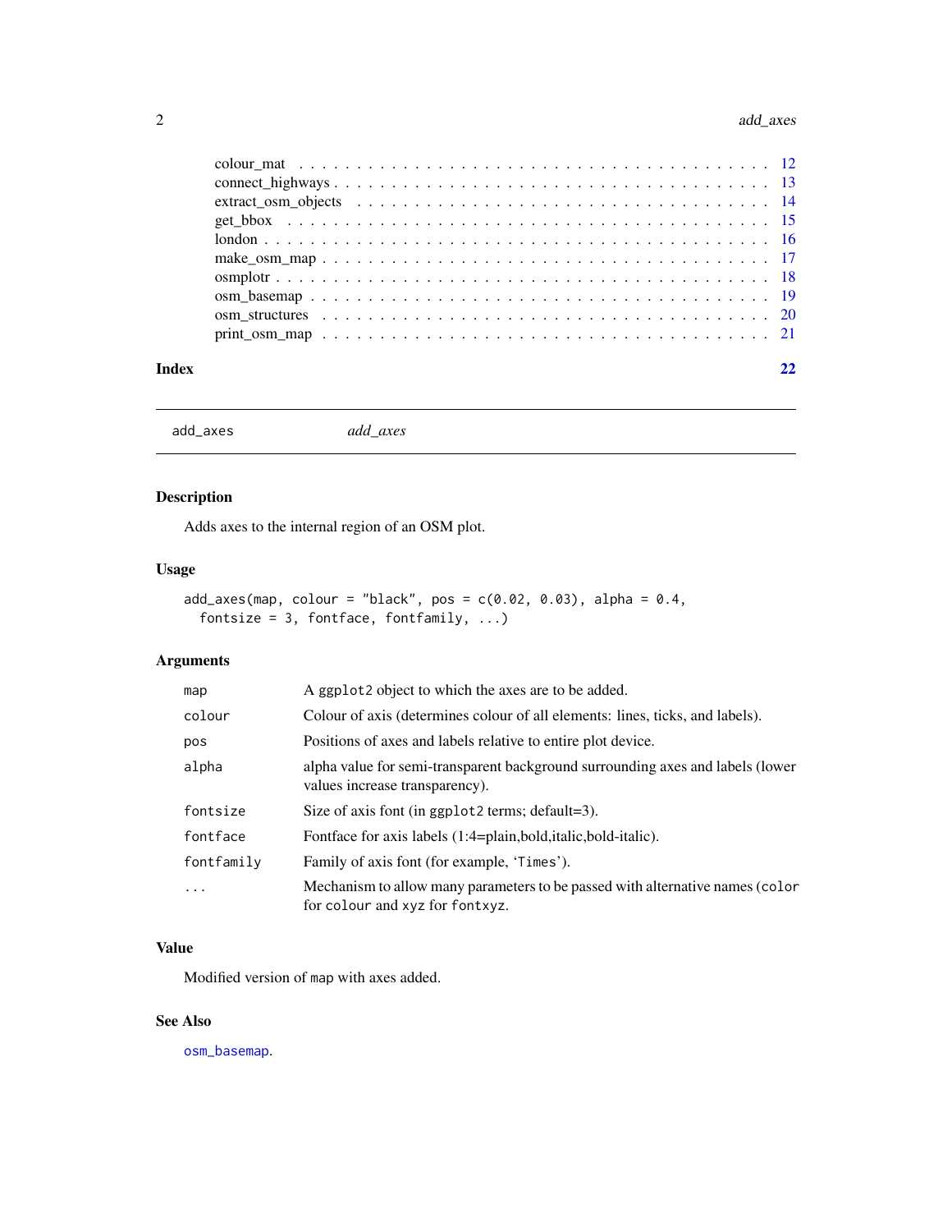colour_mat . . . . . . . . . . . . . . . . . . . . . . . . . . . . . . . . . . . . . 12
connect_highways . . . . . . . . . . . . . . . . . . . . . . . . . . . . . . . . . . 13
extract_osm_objects . . . . . . . . . . . . . . . . . . . . . . . . . . . . . . . . 14
get_bbox . . . . . . . . . . . . . . . . . . . . . . . . . . . . . . . . . . . . . . 15
london . . . . . . . . . . . . . . . . . . . . . . . . . . . . . . . . . . . . . . . 16
make_osm_map . . . . . . . . . . . . . . . . . . . . . . . . . . . . . . . . . . . 17
osmplotr . . . . . . . . . . . . . . . . . . . . . . . . . . . . . . . . . . . . . . 18
osm_basemap . . . . . . . . . . . . . . . . . . . . . . . . . . . . . . . . . . . . 19
osm_structures . . . . . . . . . . . . . . . . . . . . . . . . . . . . . . . . . . . 20
print_osm_map . . . . . . . . . . . . . . . . . . . . . . . . . . . . . . . . . . . 21

**Index** **22**

---

`add_axes` *add_axes*

---

## Description

Adds axes to the internal region of an OSM plot.

## Usage

```
add_axes(map, colour = "black", pos = c(0.02, 0.03), alpha = 0.4,
  fontsize = 3, fontface, fontfamily, ...)
```

## Arguments

| | |
|---|---|
| `map` | A `ggplot2` object to which the axes are to be added. |
| `colour` | Colour of axis (determines colour of all elements: lines, ticks, and labels). |
| `pos` | Positions of axes and labels relative to entire plot device. |
| `alpha` | alpha value for semi-transparent background surrounding axes and labels (lower values increase transparency). |
| `fontsize` | Size of axis font (in `ggplot2` terms; default=3). |
| `fontface` | Fontface for axis labels (1:4=plain,bold,italic,bold-italic). |
| `fontfamily` | Family of axis font (for example, 'Times'). |
| `...` | Mechanism to allow many parameters to be passed with alternative names (`color` for `colour` and `xyz` for `fontxyz`. |

## Value

Modified version of `map` with axes added.

## See Also

`osm_basemap`.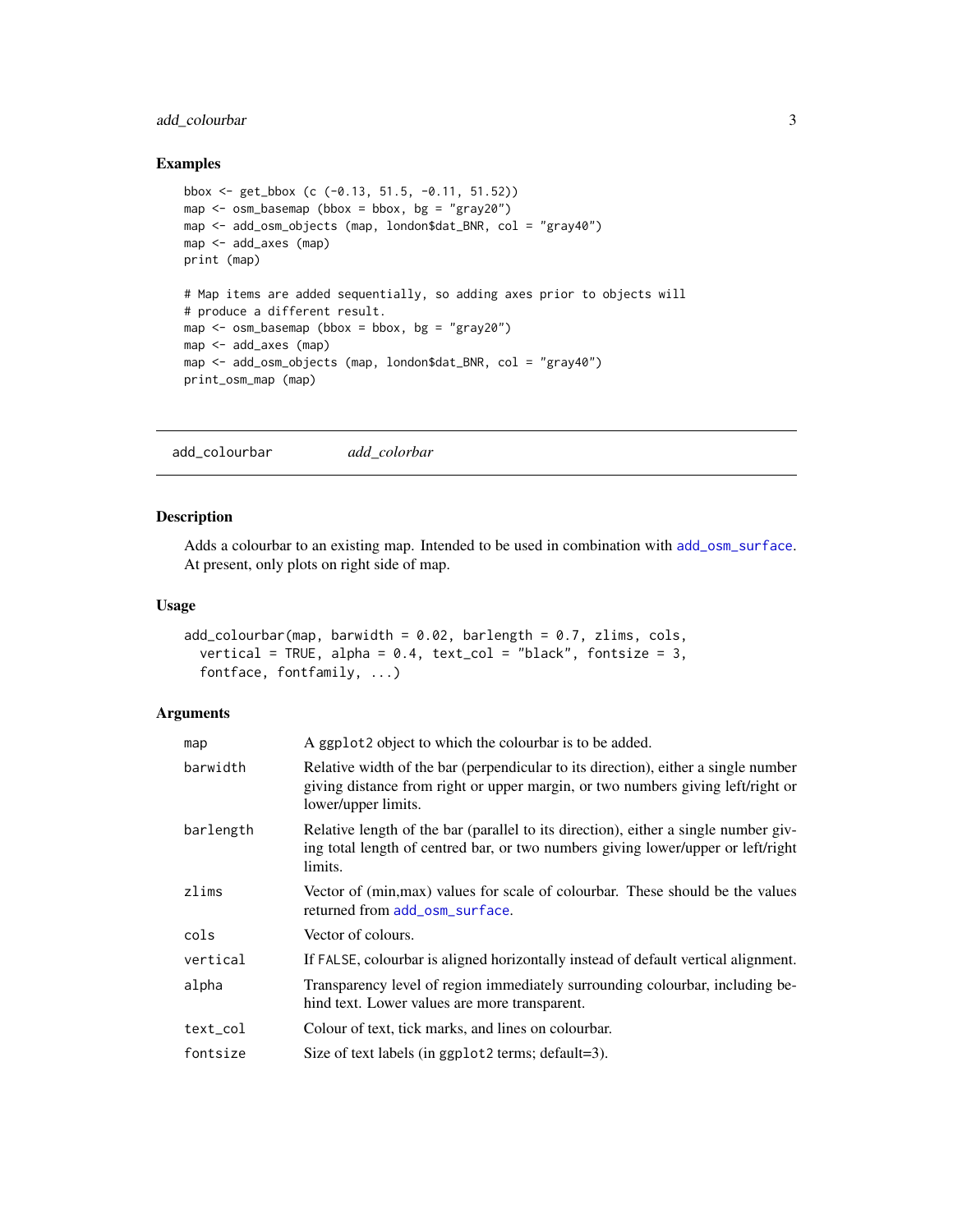## Examples

```
bbox <- get_bbox (c (-0.13, 51.5, -0.11, 51.52))
map <- osm_basemap (bbox = bbox, bg = "gray20")
map <- add_osm_objects (map, london$dat_BNR, col = "gray40")
map <- add_axes (map)
print (map)

# Map items are added sequentially, so adding axes prior to objects will
# produce a different result.
map <- osm_basemap (bbox = bbox, bg = "gray20")
map <- add_axes (map)
map <- add_osm_objects (map, london$dat_BNR, col = "gray40")
print_osm_map (map)
```

---

`add_colourbar` *add_colorbar*

---

## Description

Adds a colourbar to an existing map. Intended to be used in combination with `add_osm_surface`. At present, only plots on right side of map.

## Usage

```
add_colourbar(map, barwidth = 0.02, barlength = 0.7, zlims, cols,
  vertical = TRUE, alpha = 0.4, text_col = "black", fontsize = 3,
  fontface, fontfamily, ...)
```

## Arguments

| | |
|---|---|
| `map` | A `ggplot2` object to which the colourbar is to be added. |
| `barwidth` | Relative width of the bar (perpendicular to its direction), either a single number giving distance from right or upper margin, or two numbers giving left/right or lower/upper limits. |
| `barlength` | Relative length of the bar (parallel to its direction), either a single number giving total length of centred bar, or two numbers giving lower/upper or left/right limits. |
| `zlims` | Vector of (min,max) values for scale of colourbar. These should be the values returned from `add_osm_surface`. |
| `cols` | Vector of colours. |
| `vertical` | If `FALSE`, colourbar is aligned horizontally instead of default vertical alignment. |
| `alpha` | Transparency level of region immediately surrounding colourbar, including behind text. Lower values are more transparent. |
| `text_col` | Colour of text, tick marks, and lines on colourbar. |
| `fontsize` | Size of text labels (in `ggplot2` terms; default=3). |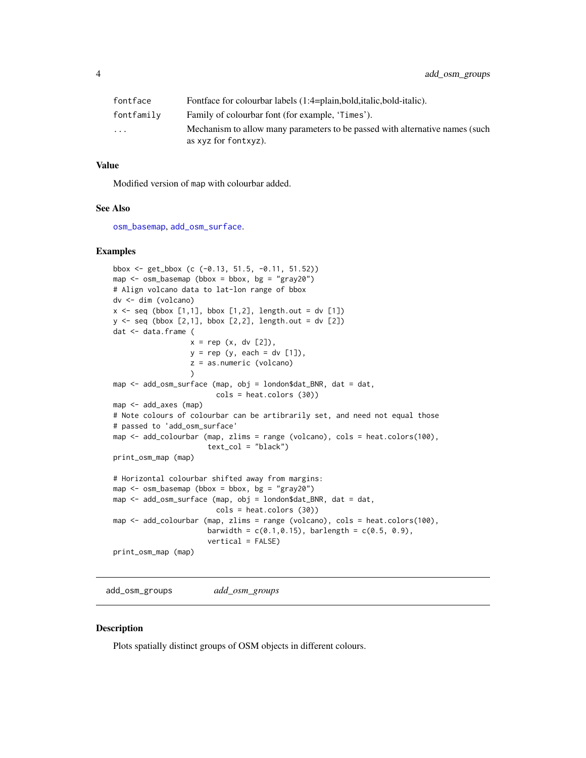| | |
|---|---|
| fontface | Fontface for colourbar labels (1:4=plain,bold,italic,bold-italic). |
| fontfamily | Family of colourbar font (for example, 'Times'). |
| ... | Mechanism to allow many parameters to be passed with alternative names (such as xyz for fontxyz). |

### Value

Modified version of map with colourbar added.

### See Also

osm_basemap, add_osm_surface.

### Examples

```
bbox <- get_bbox (c (-0.13, 51.5, -0.11, 51.52))
map <- osm_basemap (bbox = bbox, bg = "gray20")
# Align volcano data to lat-lon range of bbox
dv <- dim (volcano)
x <- seq (bbox [1,1], bbox [1,2], length.out = dv [1])
y <- seq (bbox [2,1], bbox [2,2], length.out = dv [2])
dat <- data.frame (
                  x = rep (x, dv [2]),
                  y = rep (y, each = dv [1]),
                  z = as.numeric (volcano)
                  )
map <- add_osm_surface (map, obj = london$dat_BNR, dat = dat,
                        cols = heat.colors (30))
map <- add_axes (map)
# Note colours of colourbar can be artibrarily set, and need not equal those
# passed to 'add_osm_surface'
map <- add_colourbar (map, zlims = range (volcano), cols = heat.colors(100),
                      text_col = "black")
print_osm_map (map)

# Horizontal colourbar shifted away from margins:
map <- osm_basemap (bbox = bbox, bg = "gray20")
map <- add_osm_surface (map, obj = london$dat_BNR, dat = dat,
                        cols = heat.colors (30))
map <- add_colourbar (map, zlims = range (volcano), cols = heat.colors(100),
                      barwidth = c(0.1,0.15), barlength = c(0.5, 0.9),
                      vertical = FALSE)
print_osm_map (map)
```

---

## add_osm_groups *add_osm_groups*

### Description

Plots spatially distinct groups of OSM objects in different colours.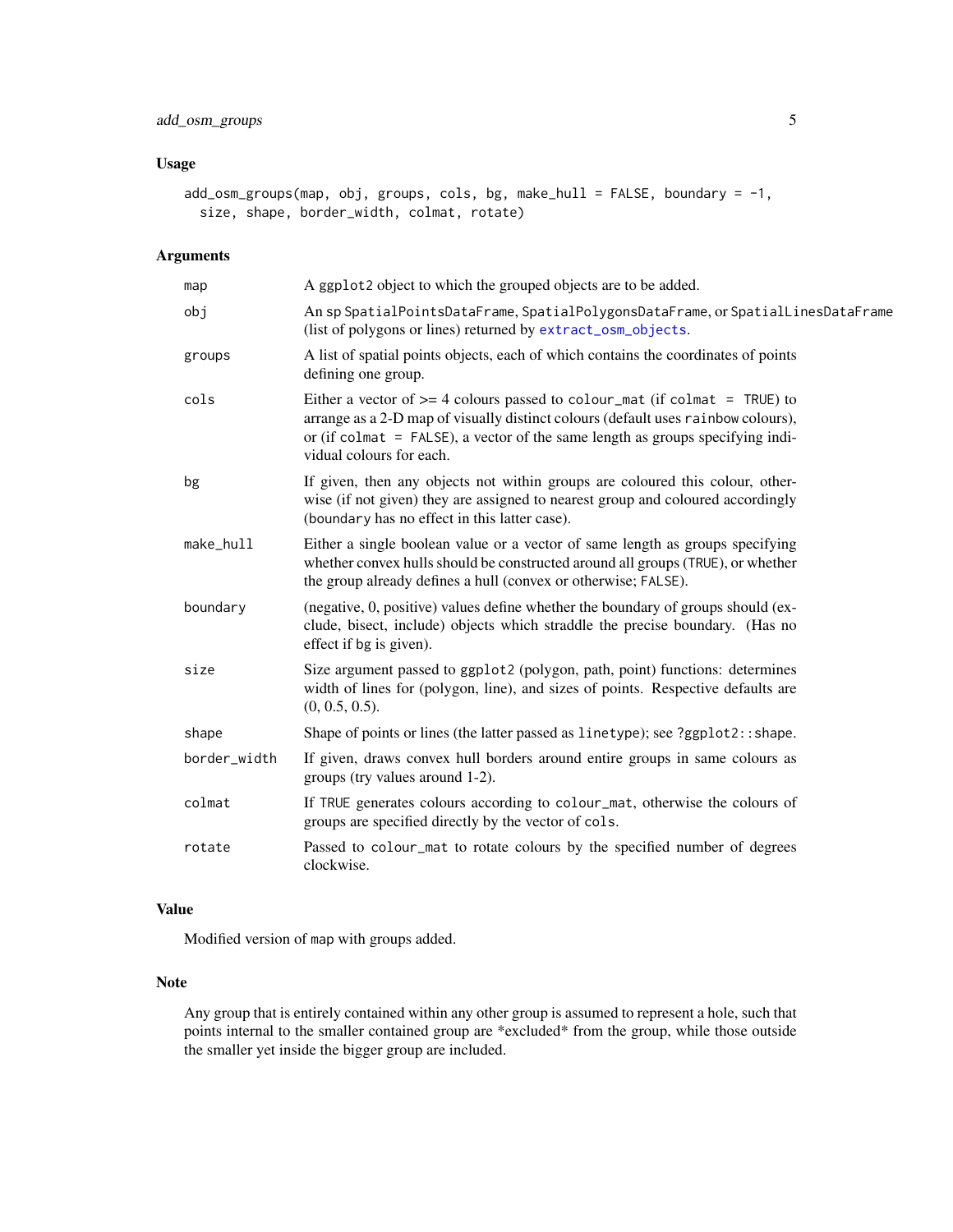## Usage

```
add_osm_groups(map, obj, groups, cols, bg, make_hull = FALSE, boundary = -1,
  size, shape, border_width, colmat, rotate)
```

## Arguments

| Argument | Description |
|---|---|
| `map` | A `ggplot2` object to which the grouped objects are to be added. |
| `obj` | An sp `SpatialPointsDataFrame`, `SpatialPolygonsDataFrame`, or `SpatialLinesDataFrame` (list of polygons or lines) returned by `extract_osm_objects`. |
| `groups` | A list of spatial points objects, each of which contains the coordinates of points defining one group. |
| `cols` | Either a vector of >= 4 colours passed to `colour_mat` (if `colmat = TRUE`) to arrange as a 2-D map of visually distinct colours (default uses `rainbow` colours), or (if `colmat = FALSE`), a vector of the same length as groups specifying individual colours for each. |
| `bg` | If given, then any objects not within groups are coloured this colour, otherwise (if not given) they are assigned to nearest group and coloured accordingly (`boundary` has no effect in this latter case). |
| `make_hull` | Either a single boolean value or a vector of same length as groups specifying whether convex hulls should be constructed around all groups (`TRUE`), or whether the group already defines a hull (convex or otherwise; `FALSE`). |
| `boundary` | (negative, 0, positive) values define whether the boundary of groups should (exclude, bisect, include) objects which straddle the precise boundary. (Has no effect if `bg` is given). |
| `size` | Size argument passed to `ggplot2` (polygon, path, point) functions: determines width of lines for (polygon, line), and sizes of points. Respective defaults are (0, 0.5, 0.5). |
| `shape` | Shape of points or lines (the latter passed as `linetype`); see `?ggplot2::shape`. |
| `border_width` | If given, draws convex hull borders around entire groups in same colours as groups (try values around 1-2). |
| `colmat` | If `TRUE` generates colours according to `colour_mat`, otherwise the colours of groups are specified directly by the vector of `cols`. |
| `rotate` | Passed to `colour_mat` to rotate colours by the specified number of degrees clockwise. |

## Value

Modified version of `map` with groups added.

## Note

Any group that is entirely contained within any other group is assumed to represent a hole, such that points internal to the smaller contained group are *excluded* from the group, while those outside the smaller yet inside the bigger group are included.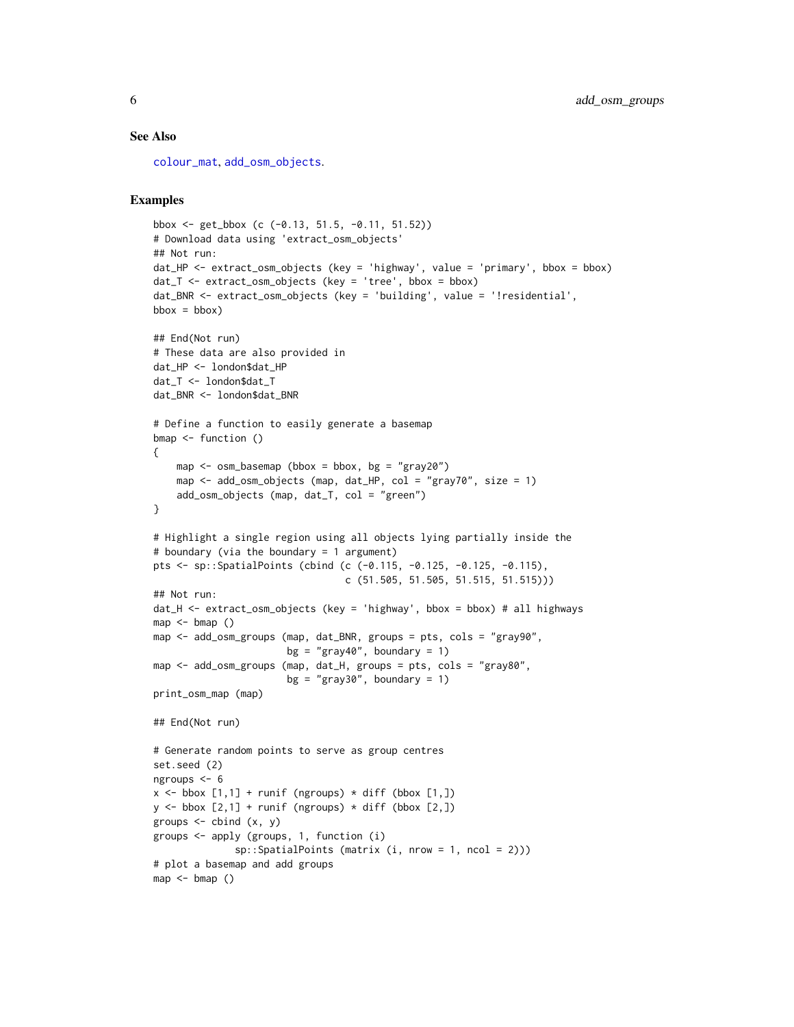### See Also

colour_mat, add_osm_objects.

### Examples

```
bbox <- get_bbox (c (-0.13, 51.5, -0.11, 51.52))
# Download data using 'extract_osm_objects'
## Not run:
dat_HP <- extract_osm_objects (key = 'highway', value = 'primary', bbox = bbox)
dat_T <- extract_osm_objects (key = 'tree', bbox = bbox)
dat_BNR <- extract_osm_objects (key = 'building', value = '!residential',
bbox = bbox)

## End(Not run)
# These data are also provided in
dat_HP <- london$dat_HP
dat_T <- london$dat_T
dat_BNR <- london$dat_BNR

# Define a function to easily generate a basemap
bmap <- function ()
{
    map <- osm_basemap (bbox = bbox, bg = "gray20")
    map <- add_osm_objects (map, dat_HP, col = "gray70", size = 1)
    add_osm_objects (map, dat_T, col = "green")
}

# Highlight a single region using all objects lying partially inside the
# boundary (via the boundary = 1 argument)
pts <- sp::SpatialPoints (cbind (c (-0.115, -0.125, -0.125, -0.115),
                                 c (51.505, 51.505, 51.515, 51.515)))
## Not run:
dat_H <- extract_osm_objects (key = 'highway', bbox = bbox) # all highways
map <- bmap ()
map <- add_osm_groups (map, dat_BNR, groups = pts, cols = "gray90",
                       bg = "gray40", boundary = 1)
map <- add_osm_groups (map, dat_H, groups = pts, cols = "gray80",
                       bg = "gray30", boundary = 1)
print_osm_map (map)

## End(Not run)

# Generate random points to serve as group centres
set.seed (2)
ngroups <- 6
x <- bbox [1,1] + runif (ngroups) * diff (bbox [1,])
y <- bbox [2,1] + runif (ngroups) * diff (bbox [2,])
groups <- cbind (x, y)
groups <- apply (groups, 1, function (i)
              sp::SpatialPoints (matrix (i, nrow = 1, ncol = 2)))
# plot a basemap and add groups
map <- bmap ()
```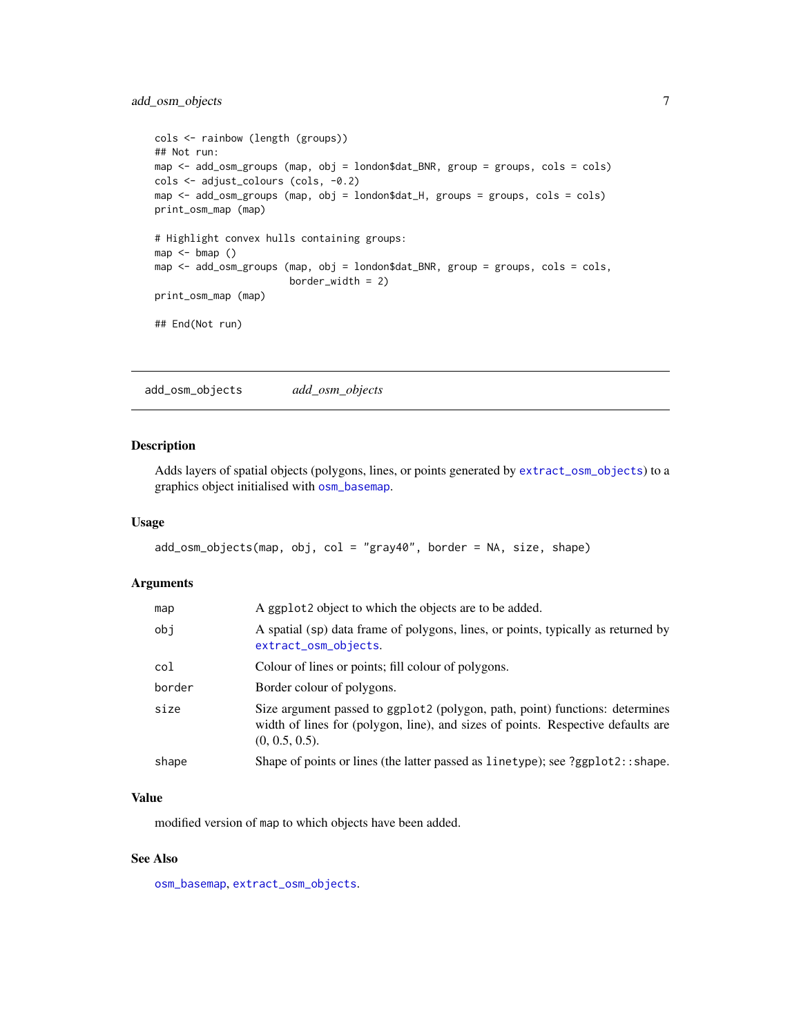```
cols <- rainbow (length (groups))
## Not run:
map <- add_osm_groups (map, obj = london$dat_BNR, group = groups, cols = cols)
cols <- adjust_colours (cols, -0.2)
map <- add_osm_groups (map, obj = london$dat_H, groups = groups, cols = cols)
print_osm_map (map)

# Highlight convex hulls containing groups:
map <- bmap ()
map <- add_osm_groups (map, obj = london$dat_BNR, group = groups, cols = cols,
                       border_width = 2)
print_osm_map (map)

## End(Not run)
```

## add_osm_objects    *add_osm_objects*

### Description

Adds layers of spatial objects (polygons, lines, or points generated by `extract_osm_objects`) to a graphics object initialised with `osm_basemap`.

### Usage

```
add_osm_objects(map, obj, col = "gray40", border = NA, size, shape)
```

### Arguments

| | |
|---|---|
| `map` | A `ggplot2` object to which the objects are to be added. |
| `obj` | A spatial (sp) data frame of polygons, lines, or points, typically as returned by `extract_osm_objects`. |
| `col` | Colour of lines or points; fill colour of polygons. |
| `border` | Border colour of polygons. |
| `size` | Size argument passed to `ggplot2` (polygon, path, point) functions: determines width of lines for (polygon, line), and sizes of points. Respective defaults are (0, 0.5, 0.5). |
| `shape` | Shape of points or lines (the latter passed as `linetype`); see `?ggplot2::shape`. |

### Value

modified version of `map` to which objects have been added.

### See Also

`osm_basemap`, `extract_osm_objects`.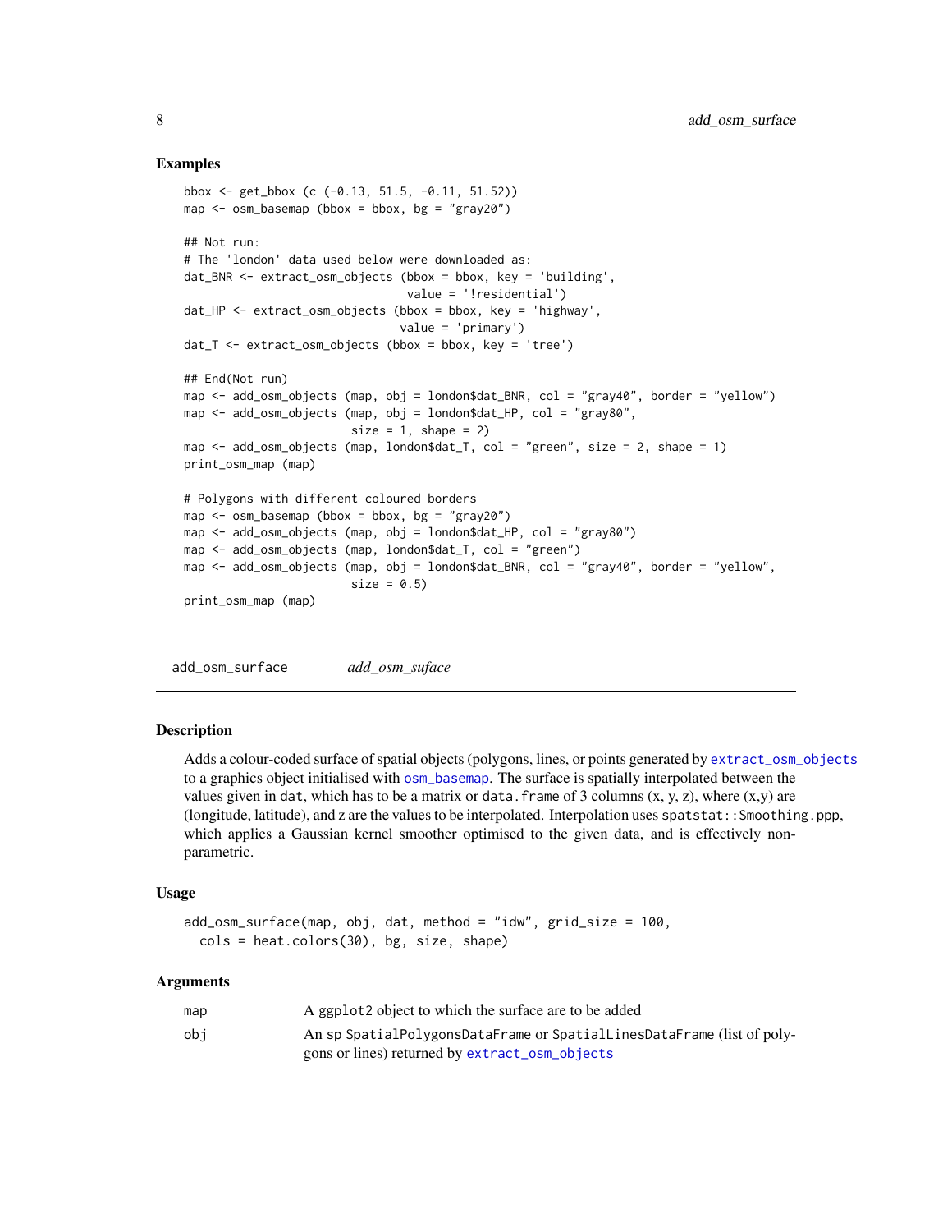### Examples

```
bbox <- get_bbox (c (-0.13, 51.5, -0.11, 51.52))
map <- osm_basemap (bbox = bbox, bg = "gray20")

## Not run:
# The 'london' data used below were downloaded as:
dat_BNR <- extract_osm_objects (bbox = bbox, key = 'building',
                                value = '!residential')
dat_HP <- extract_osm_objects (bbox = bbox, key = 'highway',
                               value = 'primary')
dat_T <- extract_osm_objects (bbox = bbox, key = 'tree')

## End(Not run)
map <- add_osm_objects (map, obj = london$dat_BNR, col = "gray40", border = "yellow")
map <- add_osm_objects (map, obj = london$dat_HP, col = "gray80",
                        size = 1, shape = 2)
map <- add_osm_objects (map, london$dat_T, col = "green", size = 2, shape = 1)
print_osm_map (map)

# Polygons with different coloured borders
map <- osm_basemap (bbox = bbox, bg = "gray20")
map <- add_osm_objects (map, obj = london$dat_HP, col = "gray80")
map <- add_osm_objects (map, london$dat_T, col = "green")
map <- add_osm_objects (map, obj = london$dat_BNR, col = "gray40", border = "yellow",
                        size = 0.5)
print_osm_map (map)
```

---

## add_osm_surface *add_osm_suface*

---

### Description

Adds a colour-coded surface of spatial objects (polygons, lines, or points generated by extract_osm_objects to a graphics object initialised with osm_basemap. The surface is spatially interpolated between the values given in `dat`, which has to be a matrix or `data.frame` of 3 columns (x, y, z), where (x,y) are (longitude, latitude), and z are the values to be interpolated. Interpolation uses `spatstat::Smoothing.ppp`, which applies a Gaussian kernel smoother optimised to the given data, and is effectively non-parametric.

### Usage

```
add_osm_surface(map, obj, dat, method = "idw", grid_size = 100,
  cols = heat.colors(30), bg, size, shape)
```

### Arguments

| | |
|---|---|
| map | A ggplot2 object to which the surface are to be added |
| obj | An sp SpatialPolygonsDataFrame or SpatialLinesDataFrame (list of polygons or lines) returned by extract_osm_objects |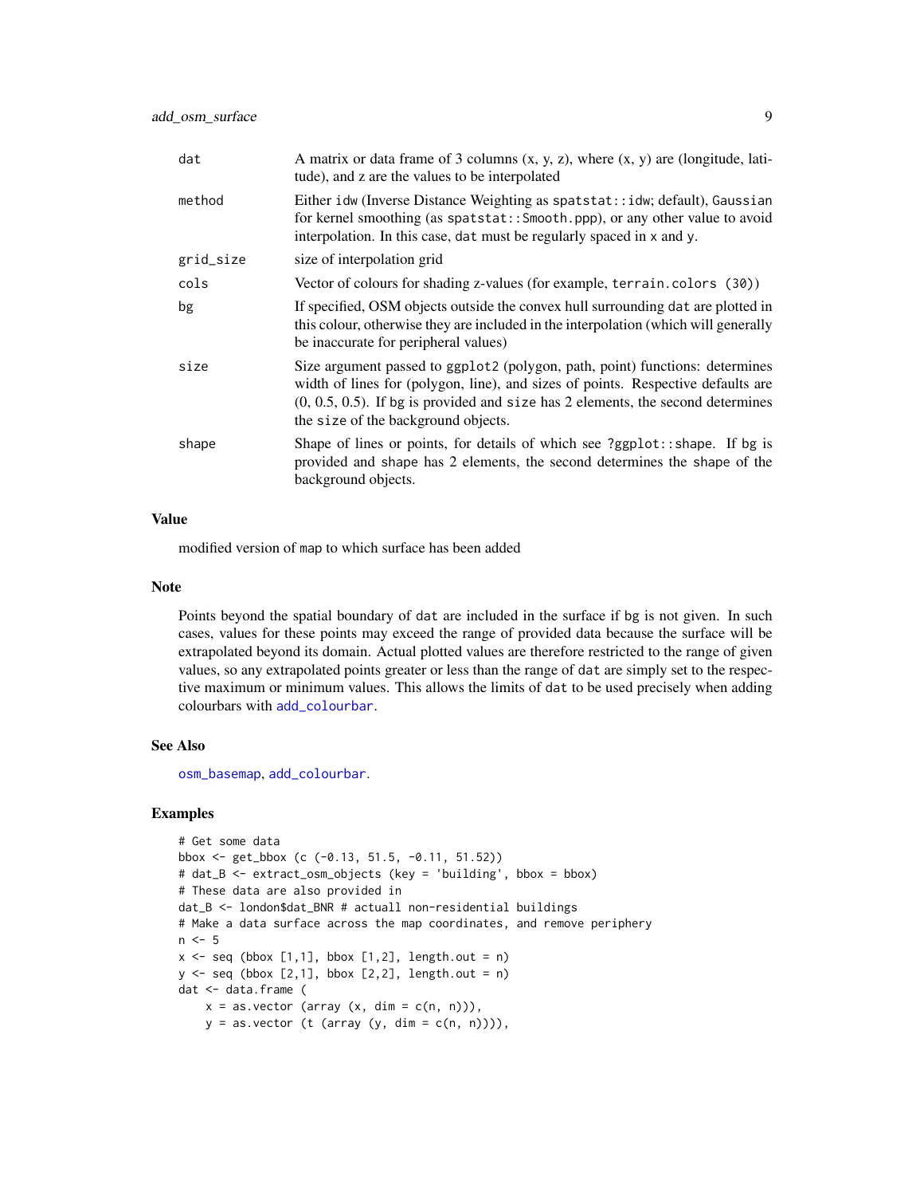| | |
|---|---|
| dat | A matrix or data frame of 3 columns (x, y, z), where (x, y) are (longitude, latitude), and z are the values to be interpolated |
| method | Either idw (Inverse Distance Weighting as spatstat::idw; default), Gaussian for kernel smoothing (as spatstat::Smooth.ppp), or any other value to avoid interpolation. In this case, dat must be regularly spaced in x and y. |
| grid_size | size of interpolation grid |
| cols | Vector of colours for shading z-values (for example, terrain.colors (30)) |
| bg | If specified, OSM objects outside the convex hull surrounding dat are plotted in this colour, otherwise they are included in the interpolation (which will generally be inaccurate for peripheral values) |
| size | Size argument passed to ggplot2 (polygon, path, point) functions: determines width of lines for (polygon, line), and sizes of points. Respective defaults are (0, 0.5, 0.5). If bg is provided and size has 2 elements, the second determines the size of the background objects. |
| shape | Shape of lines or points, for details of which see ?ggplot::shape. If bg is provided and shape has 2 elements, the second determines the shape of the background objects. |

## Value

modified version of map to which surface has been added

## Note

Points beyond the spatial boundary of dat are included in the surface if bg is not given. In such cases, values for these points may exceed the range of provided data because the surface will be extrapolated beyond its domain. Actual plotted values are therefore restricted to the range of given values, so any extrapolated points greater or less than the range of dat are simply set to the respective maximum or minimum values. This allows the limits of dat to be used precisely when adding colourbars with add_colourbar.

## See Also

osm_basemap, add_colourbar.

## Examples

```
# Get some data
bbox <- get_bbox (c (-0.13, 51.5, -0.11, 51.52))
# dat_B <- extract_osm_objects (key = 'building', bbox = bbox)
# These data are also provided in
dat_B <- london$dat_BNR # actuall non-residential buildings
# Make a data surface across the map coordinates, and remove periphery
n <- 5
x <- seq (bbox [1,1], bbox [1,2], length.out = n)
y <- seq (bbox [2,1], bbox [2,2], length.out = n)
dat <- data.frame (
    x = as.vector (array (x, dim = c(n, n))),
    y = as.vector (t (array (y, dim = c(n, n)))),
```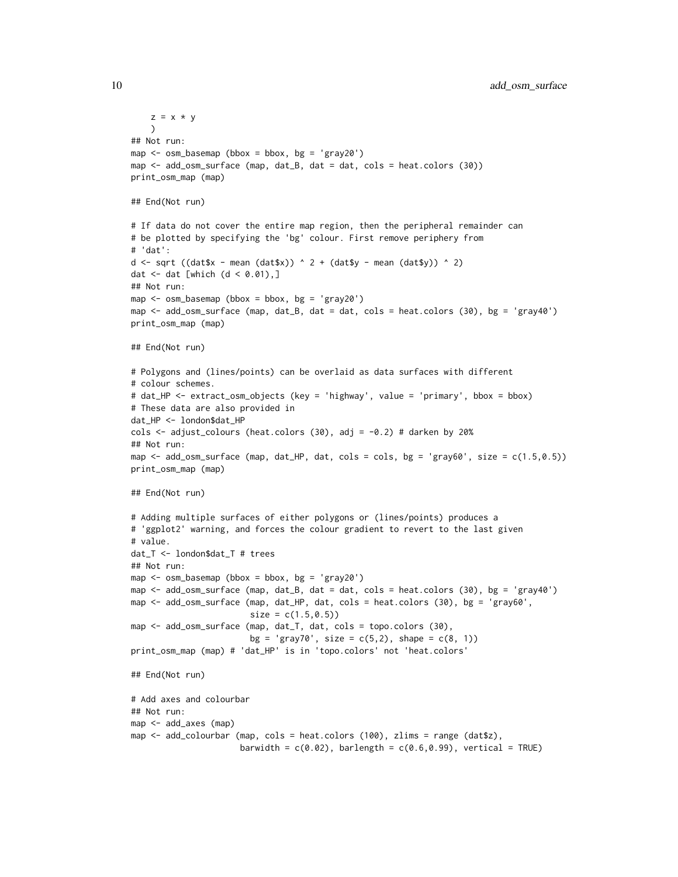```
    z = x * y
    )
## Not run:
map <- osm_basemap (bbox = bbox, bg = 'gray20')
map <- add_osm_surface (map, dat_B, dat = dat, cols = heat.colors (30))
print_osm_map (map)

## End(Not run)

# If data do not cover the entire map region, then the peripheral remainder can
# be plotted by specifying the 'bg' colour. First remove periphery from
# 'dat':
d <- sqrt ((dat$x - mean (dat$x)) ^ 2 + (dat$y - mean (dat$y)) ^ 2)
dat <- dat [which (d < 0.01),]
## Not run:
map <- osm_basemap (bbox = bbox, bg = 'gray20')
map <- add_osm_surface (map, dat_B, dat = dat, cols = heat.colors (30), bg = 'gray40')
print_osm_map (map)

## End(Not run)

# Polygons and (lines/points) can be overlaid as data surfaces with different
# colour schemes.
# dat_HP <- extract_osm_objects (key = 'highway', value = 'primary', bbox = bbox)
# These data are also provided in
dat_HP <- london$dat_HP
cols <- adjust_colours (heat.colors (30), adj = -0.2) # darken by 20%
## Not run:
map <- add_osm_surface (map, dat_HP, dat, cols = cols, bg = 'gray60', size = c(1.5,0.5))
print_osm_map (map)

## End(Not run)

# Adding multiple surfaces of either polygons or (lines/points) produces a
# 'ggplot2' warning, and forces the colour gradient to revert to the last given
# value.
dat_T <- london$dat_T # trees
## Not run:
map <- osm_basemap (bbox = bbox, bg = 'gray20')
map <- add_osm_surface (map, dat_B, dat = dat, cols = heat.colors (30), bg = 'gray40')
map <- add_osm_surface (map, dat_HP, dat, cols = heat.colors (30), bg = 'gray60',
                        size = c(1.5,0.5))
map <- add_osm_surface (map, dat_T, dat, cols = topo.colors (30),
                        bg = 'gray70', size = c(5,2), shape = c(8, 1))
print_osm_map (map) # 'dat_HP' is in 'topo.colors' not 'heat.colors'

## End(Not run)

# Add axes and colourbar
## Not run:
map <- add_axes (map)
map <- add_colourbar (map, cols = heat.colors (100), zlims = range (dat$z),
                      barwidth = c(0.02), barlength = c(0.6,0.99), vertical = TRUE)
```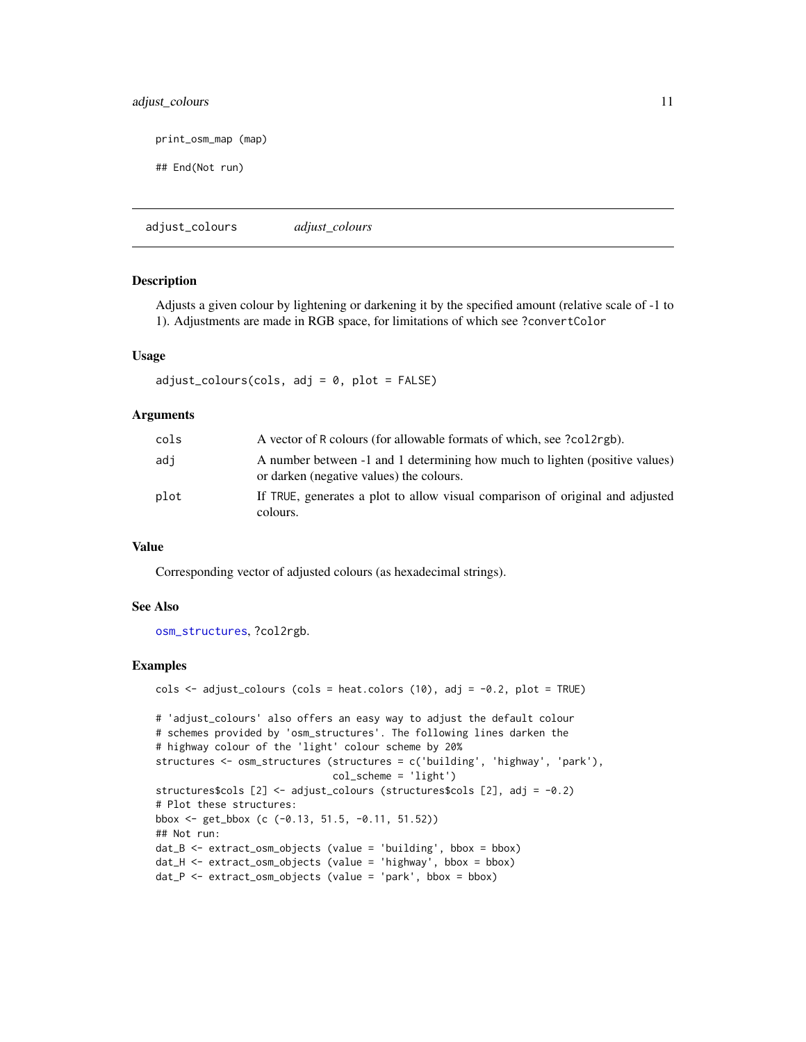```
print_osm_map (map)

## End(Not run)
```

## adjust_colours *adjust_colours*

### Description

Adjusts a given colour by lightening or darkening it by the specified amount (relative scale of -1 to 1). Adjustments are made in RGB space, for limitations of which see `?convertColor`

### Usage

```
adjust_colours(cols, adj = 0, plot = FALSE)
```

### Arguments

| | |
|---|---|
| cols | A vector of R colours (for allowable formats of which, see ?col2rgb). |
| adj | A number between -1 and 1 determining how much to lighten (positive values) or darken (negative values) the colours. |
| plot | If TRUE, generates a plot to allow visual comparison of original and adjusted colours. |

### Value

Corresponding vector of adjusted colours (as hexadecimal strings).

### See Also

osm_structures, ?col2rgb.

### Examples

```
cols <- adjust_colours (cols = heat.colors (10), adj = -0.2, plot = TRUE)

# 'adjust_colours' also offers an easy way to adjust the default colour
# schemes provided by 'osm_structures'. The following lines darken the
# highway colour of the 'light' colour scheme by 20%
structures <- osm_structures (structures = c('building', 'highway', 'park'),
                              col_scheme = 'light')
structures$cols [2] <- adjust_colours (structures$cols [2], adj = -0.2)
# Plot these structures:
bbox <- get_bbox (c (-0.13, 51.5, -0.11, 51.52))
## Not run:
dat_B <- extract_osm_objects (value = 'building', bbox = bbox)
dat_H <- extract_osm_objects (value = 'highway', bbox = bbox)
dat_P <- extract_osm_objects (value = 'park', bbox = bbox)
```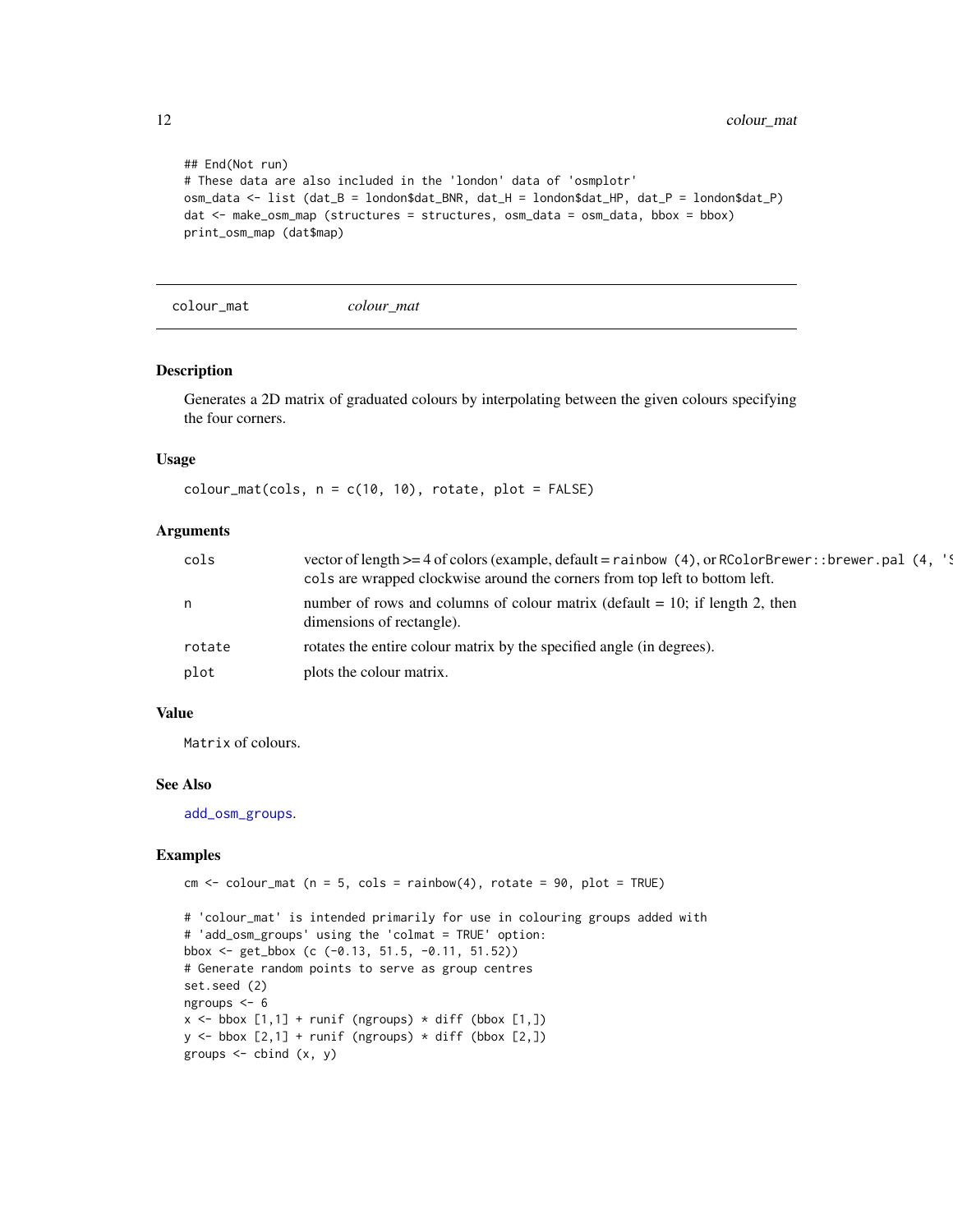```
## End(Not run)
# These data are also included in the 'london' data of 'osmplotr'
osm_data <- list (dat_B = london$dat_BNR, dat_H = london$dat_HP, dat_P = london$dat_P)
dat <- make_osm_map (structures = structures, osm_data = osm_data, bbox = bbox)
print_osm_map (dat$map)
```

## colour_mat *colour_mat*

### Description

Generates a 2D matrix of graduated colours by interpolating between the given colours specifying the four corners.

### Usage

```
colour_mat(cols, n = c(10, 10), rotate, plot = FALSE)
```

### Arguments

| | |
|---|---|
| `cols` | vector of length >= 4 of colors (example, default = `rainbow (4)`, or `RColorBrewer::brewer.pal (4, 'S` `cols` are wrapped clockwise around the corners from top left to bottom left. |
| `n` | number of rows and columns of colour matrix (default = 10; if length 2, then dimensions of rectangle). |
| `rotate` | rotates the entire colour matrix by the specified angle (in degrees). |
| `plot` | plots the colour matrix. |

### Value

`Matrix` of colours.

### See Also

`add_osm_groups`.

### Examples

```
cm <- colour_mat (n = 5, cols = rainbow(4), rotate = 90, plot = TRUE)

# 'colour_mat' is intended primarily for use in colouring groups added with
# 'add_osm_groups' using the 'colmat = TRUE' option:
bbox <- get_bbox (c (-0.13, 51.5, -0.11, 51.52))
# Generate random points to serve as group centres
set.seed (2)
ngroups <- 6
x <- bbox [1,1] + runif (ngroups) * diff (bbox [1,])
y <- bbox [2,1] + runif (ngroups) * diff (bbox [2,])
groups <- cbind (x, y)
```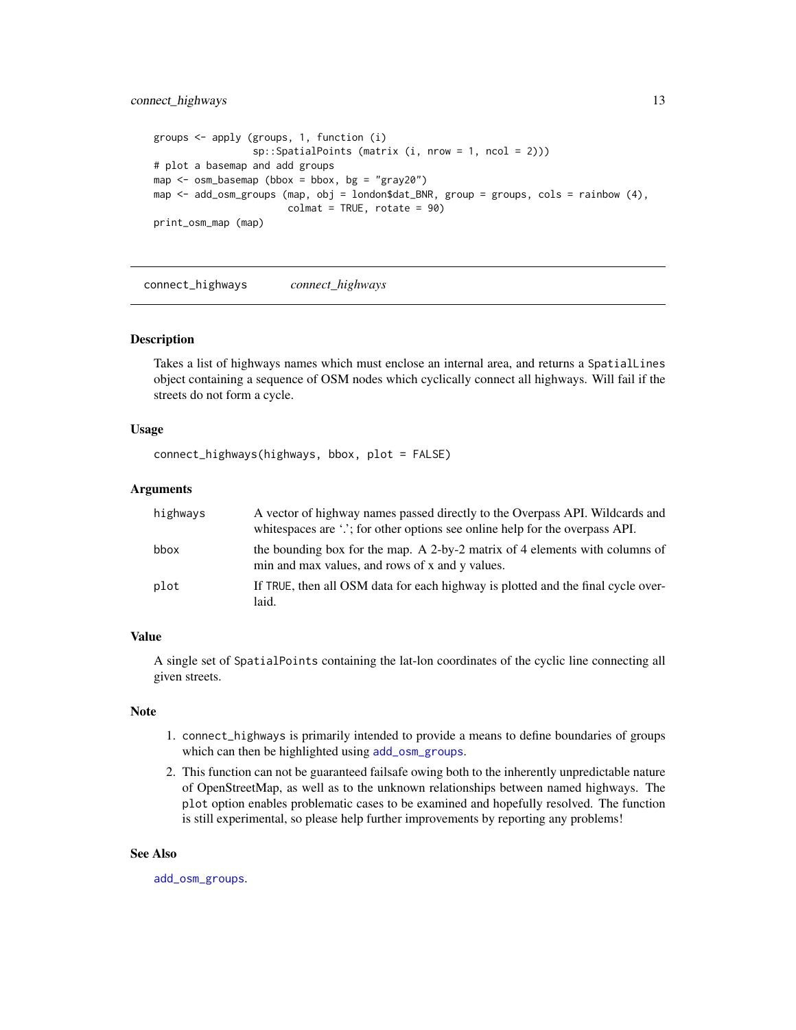```
groups <- apply (groups, 1, function (i)
                 sp::SpatialPoints (matrix (i, nrow = 1, ncol = 2)))
# plot a basemap and add groups
map <- osm_basemap (bbox = bbox, bg = "gray20")
map <- add_osm_groups (map, obj = london$dat_BNR, group = groups, cols = rainbow (4),
                       colmat = TRUE, rotate = 90)
print_osm_map (map)
```

## connect_highways    *connect_highways*

### Description

Takes a list of highways names which must enclose an internal area, and returns a SpatialLines object containing a sequence of OSM nodes which cyclically connect all highways. Will fail if the streets do not form a cycle.

### Usage

```
connect_highways(highways, bbox, plot = FALSE)
```

### Arguments

| | |
|---|---|
| highways | A vector of highway names passed directly to the Overpass API. Wildcards and whitespaces are '.'; for other options see online help for the overpass API. |
| bbox | the bounding box for the map. A 2-by-2 matrix of 4 elements with columns of min and max values, and rows of x and y values. |
| plot | If TRUE, then all OSM data for each highway is plotted and the final cycle overlaid. |

### Value

A single set of SpatialPoints containing the lat-lon coordinates of the cyclic line connecting all given streets.

### Note

1. connect_highways is primarily intended to provide a means to define boundaries of groups which can then be highlighted using add_osm_groups.
2. This function can not be guaranteed failsafe owing both to the inherently unpredictable nature of OpenStreetMap, as well as to the unknown relationships between named highways. The plot option enables problematic cases to be examined and hopefully resolved. The function is still experimental, so please help further improvements by reporting any problems!

### See Also

add_osm_groups.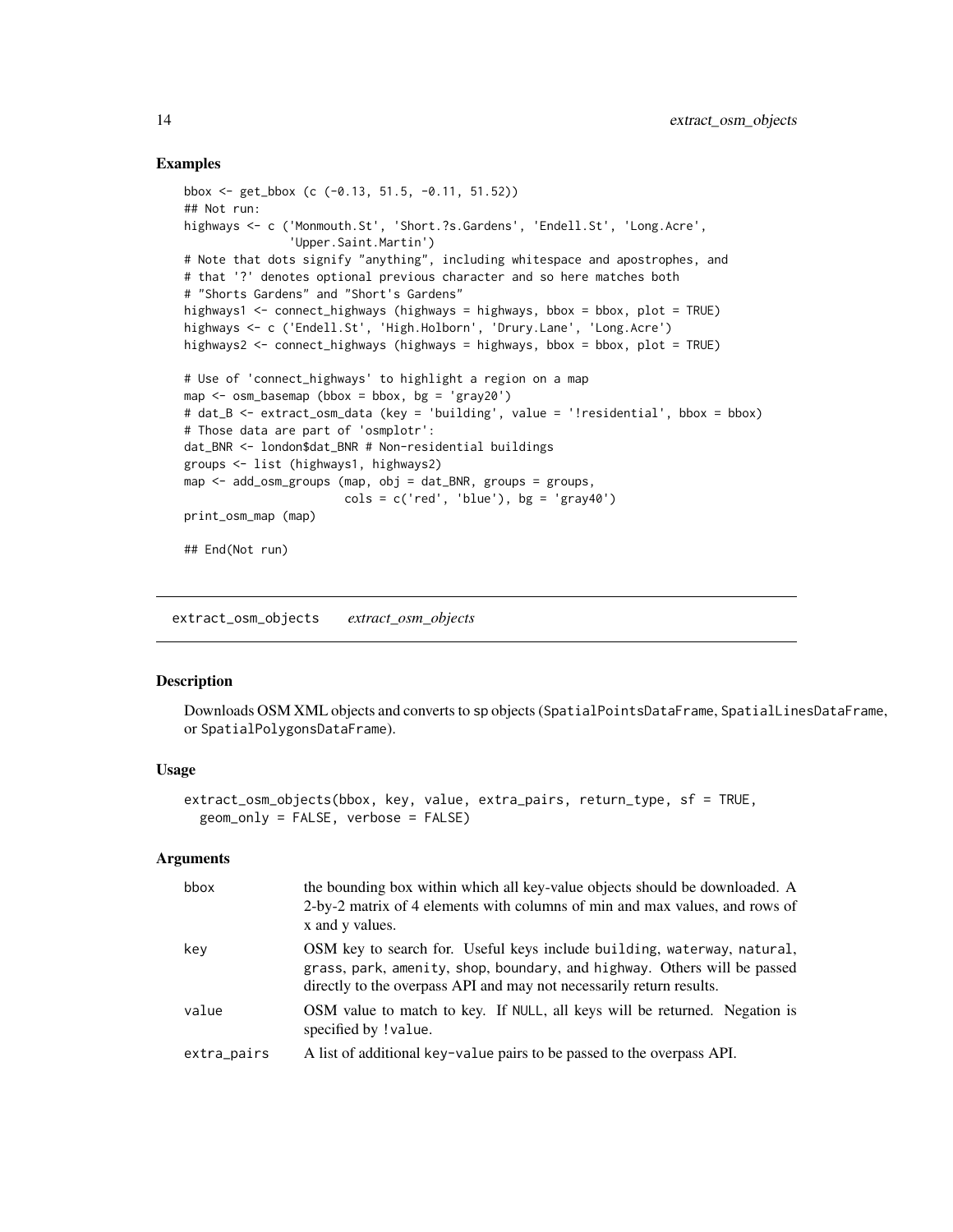## Examples

```
bbox <- get_bbox (c (-0.13, 51.5, -0.11, 51.52))
## Not run:
highways <- c ('Monmouth.St', 'Short.?s.Gardens', 'Endell.St', 'Long.Acre',
               'Upper.Saint.Martin')
# Note that dots signify "anything", including whitespace and apostrophes, and
# that '?' denotes optional previous character and so here matches both
# "Shorts Gardens" and "Short's Gardens"
highways1 <- connect_highways (highways = highways, bbox = bbox, plot = TRUE)
highways <- c ('Endell.St', 'High.Holborn', 'Drury.Lane', 'Long.Acre')
highways2 <- connect_highways (highways = highways, bbox = bbox, plot = TRUE)

# Use of 'connect_highways' to highlight a region on a map
map <- osm_basemap (bbox = bbox, bg = 'gray20')
# dat_B <- extract_osm_data (key = 'building', value = '!residential', bbox = bbox)
# Those data are part of 'osmplotr':
dat_BNR <- london$dat_BNR # Non-residential buildings
groups <- list (highways1, highways2)
map <- add_osm_groups (map, obj = dat_BNR, groups = groups,
                       cols = c('red', 'blue'), bg = 'gray40')
print_osm_map (map)

## End(Not run)
```

---

# extract_osm_objects *extract_osm_objects*

## Description

Downloads OSM XML objects and converts to sp objects (SpatialPointsDataFrame, SpatialLinesDataFrame, or SpatialPolygonsDataFrame).

## Usage

```
extract_osm_objects(bbox, key, value, extra_pairs, return_type, sf = TRUE,
  geom_only = FALSE, verbose = FALSE)
```

## Arguments

| | |
|---|---|
| bbox | the bounding box within which all key-value objects should be downloaded. A 2-by-2 matrix of 4 elements with columns of min and max values, and rows of x and y values. |
| key | OSM key to search for. Useful keys include building, waterway, natural, grass, park, amenity, shop, boundary, and highway. Others will be passed directly to the overpass API and may not necessarily return results. |
| value | OSM value to match to key. If NULL, all keys will be returned. Negation is specified by !value. |
| extra_pairs | A list of additional key-value pairs to be passed to the overpass API. |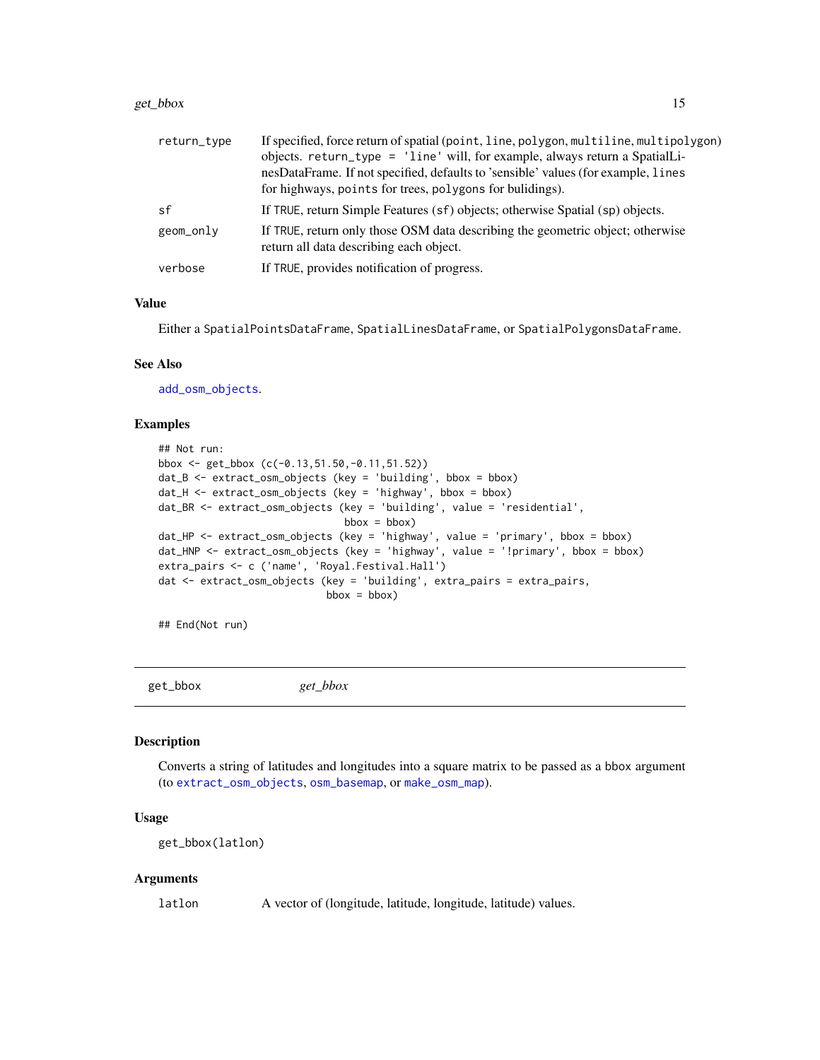| | |
|---|---|
| return_type | If specified, force return of spatial (point, line, polygon, multiline, multipolygon) objects. return_type = 'line' will, for example, always return a SpatialLinesDataFrame. If not specified, defaults to 'sensible' values (for example, lines for highways, points for trees, polygons for bulidings). |
| sf | If TRUE, return Simple Features (sf) objects; otherwise Spatial (sp) objects. |
| geom_only | If TRUE, return only those OSM data describing the geometric object; otherwise return all data describing each object. |
| verbose | If TRUE, provides notification of progress. |

### Value

Either a SpatialPointsDataFrame, SpatialLinesDataFrame, or SpatialPolygonsDataFrame.

### See Also

add_osm_objects.

### Examples

```
## Not run:
bbox <- get_bbox (c(-0.13,51.50,-0.11,51.52))
dat_B <- extract_osm_objects (key = 'building', bbox = bbox)
dat_H <- extract_osm_objects (key = 'highway', bbox = bbox)
dat_BR <- extract_osm_objects (key = 'building', value = 'residential',
                               bbox = bbox)
dat_HP <- extract_osm_objects (key = 'highway', value = 'primary', bbox = bbox)
dat_HNP <- extract_osm_objects (key = 'highway', value = '!primary', bbox = bbox)
extra_pairs <- c ('name', 'Royal.Festival.Hall')
dat <- extract_osm_objects (key = 'building', extra_pairs = extra_pairs,
                            bbox = bbox)

## End(Not run)
```

## get_bbox *get_bbox*

### Description

Converts a string of latitudes and longitudes into a square matrix to be passed as a bbox argument (to extract_osm_objects, osm_basemap, or make_osm_map).

### Usage

```
get_bbox(latlon)
```

### Arguments

| | |
|---|---|
| latlon | A vector of (longitude, latitude, longitude, latitude) values. |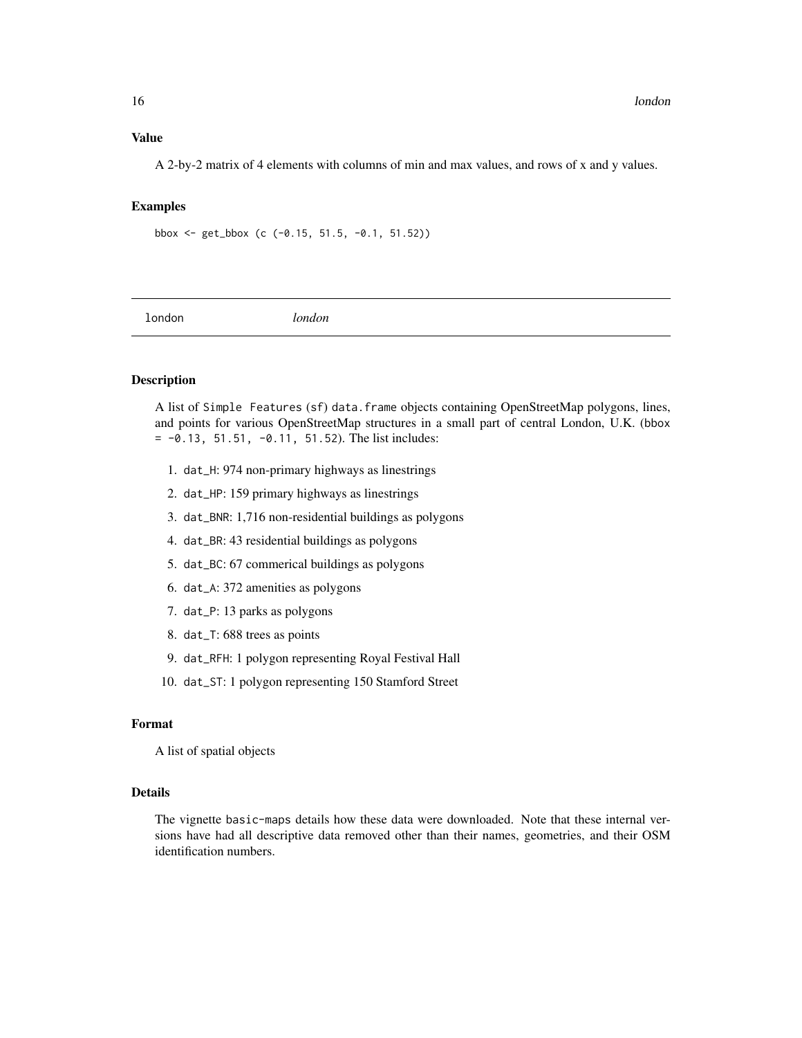### Value

A 2-by-2 matrix of 4 elements with columns of min and max values, and rows of x and y values.

### Examples

```
bbox <- get_bbox (c (-0.15, 51.5, -0.1, 51.52))
```

---

## london *london*

---

### Description

A list of `Simple Features` (`sf`) `data.frame` objects containing OpenStreetMap polygons, lines, and points for various OpenStreetMap structures in a small part of central London, U.K. (`bbox = -0.13, 51.51, -0.11, 51.52`). The list includes:

1. `dat_H`: 974 non-primary highways as linestrings
2. `dat_HP`: 159 primary highways as linestrings
3. `dat_BNR`: 1,716 non-residential buildings as polygons
4. `dat_BR`: 43 residential buildings as polygons
5. `dat_BC`: 67 commerical buildings as polygons
6. `dat_A`: 372 amenities as polygons
7. `dat_P`: 13 parks as polygons
8. `dat_T`: 688 trees as points
9. `dat_RFH`: 1 polygon representing Royal Festival Hall
10. `dat_ST`: 1 polygon representing 150 Stamford Street

### Format

A list of spatial objects

### Details

The vignette `basic-maps` details how these data were downloaded. Note that these internal versions have had all descriptive data removed other than their names, geometries, and their OSM identification numbers.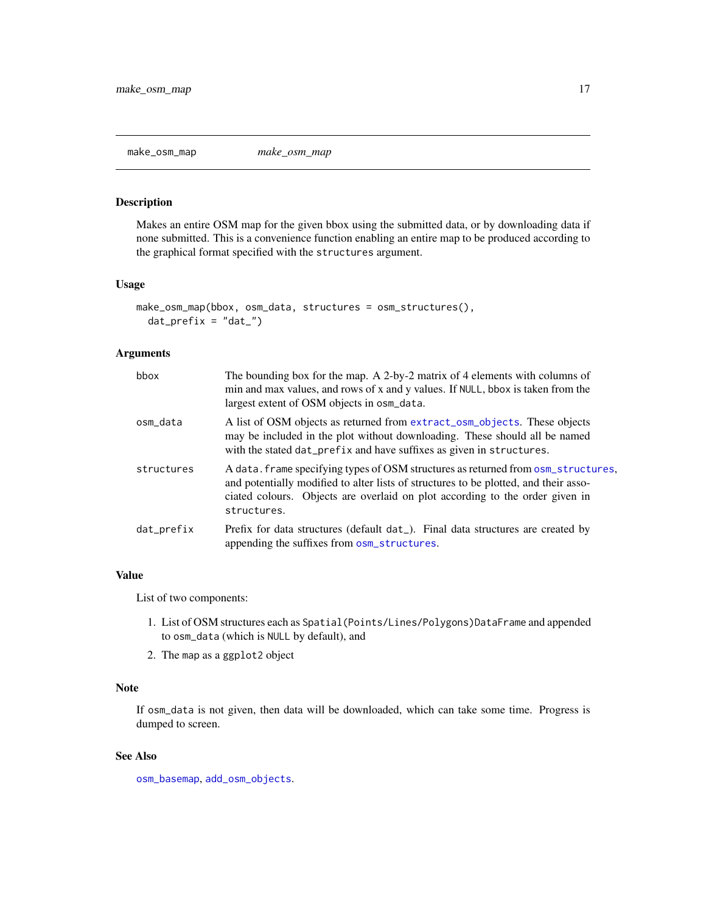make_osm_map *make_osm_map*

### Description

Makes an entire OSM map for the given bbox using the submitted data, or by downloading data if none submitted. This is a convenience function enabling an entire map to be produced according to the graphical format specified with the `structures` argument.

### Usage

```
make_osm_map(bbox, osm_data, structures = osm_structures(),
  dat_prefix = "dat_")
```

### Arguments

| | |
|---|---|
| bbox | The bounding box for the map. A 2-by-2 matrix of 4 elements with columns of min and max values, and rows of x and y values. If `NULL`, bbox is taken from the largest extent of OSM objects in `osm_data`. |
| osm_data | A list of OSM objects as returned from `extract_osm_objects`. These objects may be included in the plot without downloading. These should all be named with the stated `dat_prefix` and have suffixes as given in `structures`. |
| structures | A `data.frame` specifying types of OSM structures as returned from `osm_structures`, and potentially modified to alter lists of structures to be plotted, and their associated colours. Objects are overlaid on plot according to the order given in `structures`. |
| dat_prefix | Prefix for data structures (default `dat_`). Final data structures are created by appending the suffixes from `osm_structures`. |

### Value

List of two components:

1. List of OSM structures each as `Spatial(Points/Lines/Polygons)DataFrame` and appended to `osm_data` (which is `NULL` by default), and
2. The `map` as a `ggplot2` object

### Note

If `osm_data` is not given, then data will be downloaded, which can take some time. Progress is dumped to screen.

### See Also

`osm_basemap`, `add_osm_objects`.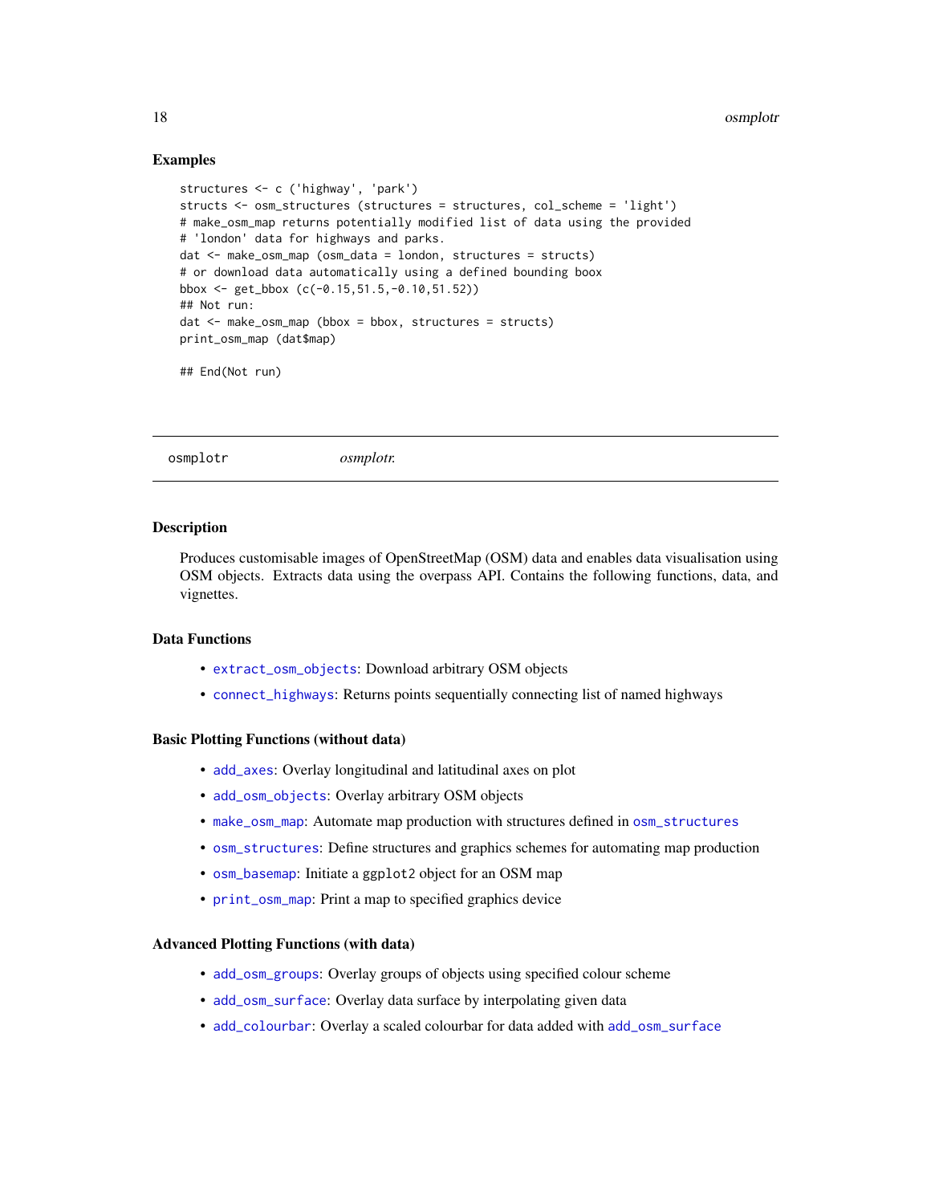### Examples

```
structures <- c ('highway', 'park')
structs <- osm_structures (structures = structures, col_scheme = 'light')
# make_osm_map returns potentially modified list of data using the provided
# 'london' data for highways and parks.
dat <- make_osm_map (osm_data = london, structures = structs)
# or download data automatically using a defined bounding boox
bbox <- get_bbox (c(-0.15,51.5,-0.10,51.52))
## Not run:
dat <- make_osm_map (bbox = bbox, structures = structs)
print_osm_map (dat$map)

## End(Not run)
```

---

`osmplotr` *osmplotr.*

---

### Description

Produces customisable images of OpenStreetMap (OSM) data and enables data visualisation using OSM objects. Extracts data using the overpass API. Contains the following functions, data, and vignettes.

### Data Functions

- `extract_osm_objects`: Download arbitrary OSM objects
- `connect_highways`: Returns points sequentially connecting list of named highways

### Basic Plotting Functions (without data)

- `add_axes`: Overlay longitudinal and latitudinal axes on plot
- `add_osm_objects`: Overlay arbitrary OSM objects
- `make_osm_map`: Automate map production with structures defined in `osm_structures`
- `osm_structures`: Define structures and graphics schemes for automating map production
- `osm_basemap`: Initiate a `ggplot2` object for an OSM map
- `print_osm_map`: Print a map to specified graphics device

### Advanced Plotting Functions (with data)

- `add_osm_groups`: Overlay groups of objects using specified colour scheme
- `add_osm_surface`: Overlay data surface by interpolating given data
- `add_colourbar`: Overlay a scaled colourbar for data added with `add_osm_surface`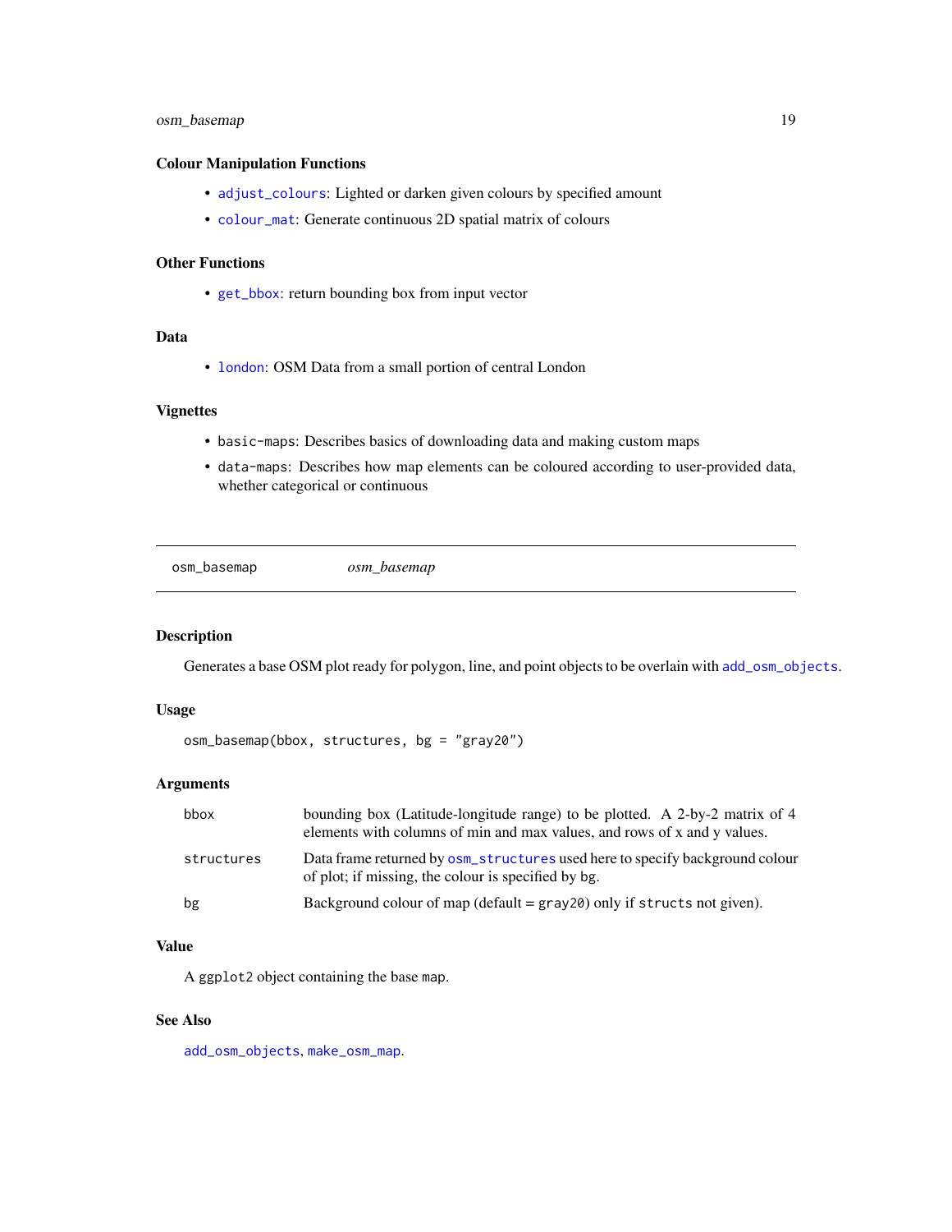### Colour Manipulation Functions

- `adjust_colours`: Lighted or darken given colours by specified amount
- `colour_mat`: Generate continuous 2D spatial matrix of colours

### Other Functions

- `get_bbox`: return bounding box from input vector

### Data

- `london`: OSM Data from a small portion of central London

### Vignettes

- `basic-maps`: Describes basics of downloading data and making custom maps
- `data-maps`: Describes how map elements can be coloured according to user-provided data, whether categorical or continuous

---

## osm_basemap *osm_basemap*

---

### Description

Generates a base OSM plot ready for polygon, line, and point objects to be overlain with `add_osm_objects`.

### Usage

```
osm_basemap(bbox, structures, bg = "gray20")
```

### Arguments

| | |
|---|---|
| bbox | bounding box (Latitude-longitude range) to be plotted. A 2-by-2 matrix of 4 elements with columns of min and max values, and rows of x and y values. |
| structures | Data frame returned by `osm_structures` used here to specify background colour of plot; if missing, the colour is specified by bg. |
| bg | Background colour of map (default = `gray20`) only if `structs` not given). |

### Value

A `ggplot2` object containing the base `map`.

### See Also

`add_osm_objects`, `make_osm_map`.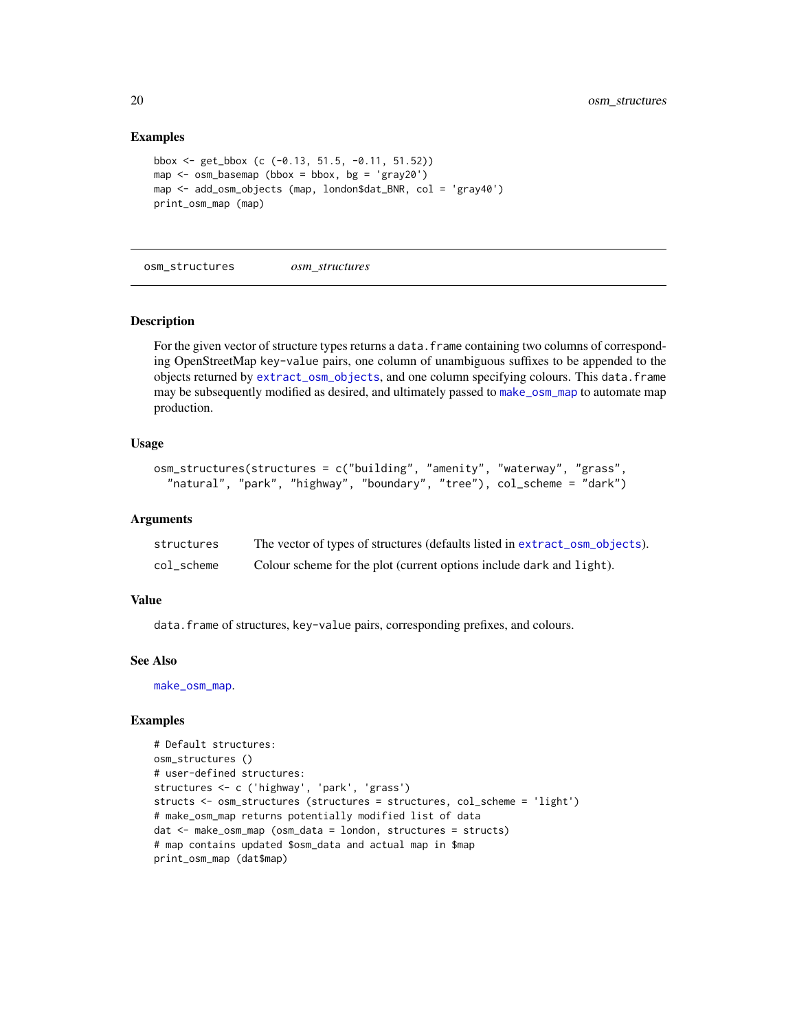### Examples

```
bbox <- get_bbox (c (-0.13, 51.5, -0.11, 51.52))
map <- osm_basemap (bbox = bbox, bg = 'gray20')
map <- add_osm_objects (map, london$dat_BNR, col = 'gray40')
print_osm_map (map)
```

---

## osm_structures *osm_structures*

### Description

For the given vector of structure types returns a `data.frame` containing two columns of corresponding OpenStreetMap `key-value` pairs, one column of unambiguous suffixes to be appended to the objects returned by `extract_osm_objects`, and one column specifying colours. This `data.frame` may be subsequently modified as desired, and ultimately passed to `make_osm_map` to automate map production.

### Usage

```
osm_structures(structures = c("building", "amenity", "waterway", "grass",
  "natural", "park", "highway", "boundary", "tree"), col_scheme = "dark")
```

### Arguments

| | |
|---|---|
| structures | The vector of types of structures (defaults listed in `extract_osm_objects`). |
| col_scheme | Colour scheme for the plot (current options include `dark` and `light`). |

### Value

`data.frame` of structures, `key-value` pairs, corresponding prefixes, and colours.

### See Also

`make_osm_map`.

### Examples

```
# Default structures:
osm_structures ()
# user-defined structures:
structures <- c ('highway', 'park', 'grass')
structs <- osm_structures (structures = structures, col_scheme = 'light')
# make_osm_map returns potentially modified list of data
dat <- make_osm_map (osm_data = london, structures = structs)
# map contains updated $osm_data and actual map in $map
print_osm_map (dat$map)
```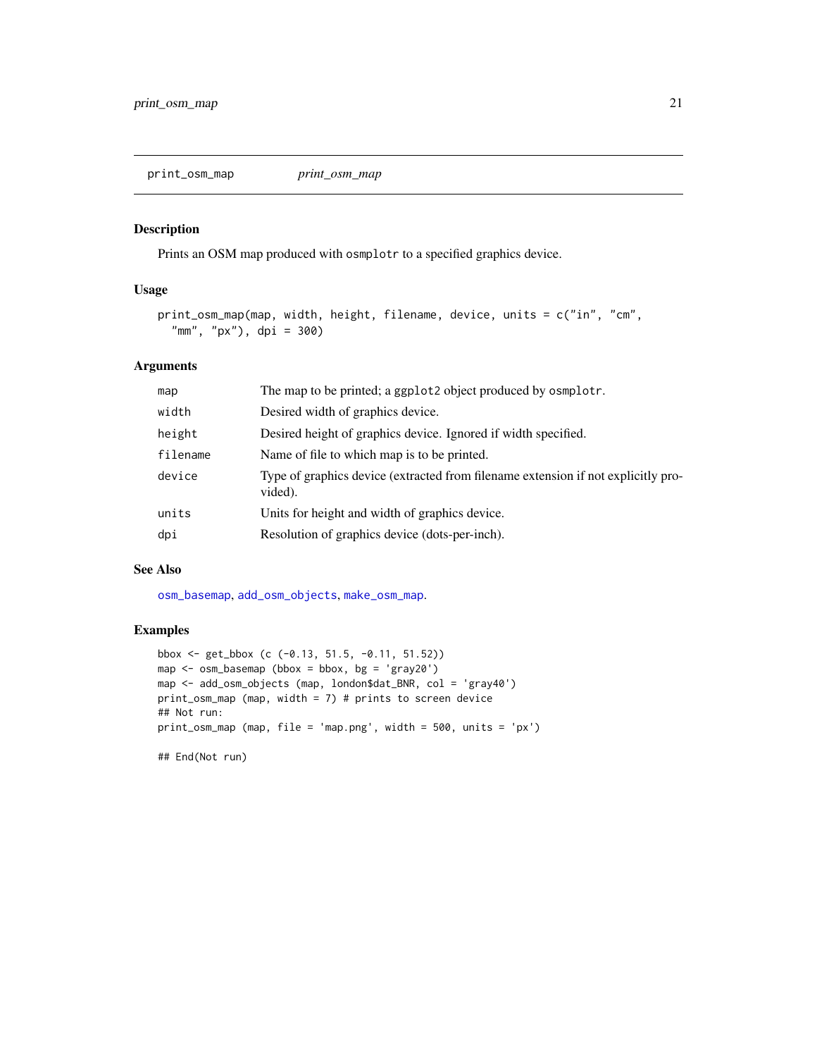## print_osm_map *print_osm_map*

### Description

Prints an OSM map produced with `osmplotr` to a specified graphics device.

### Usage

```
print_osm_map(map, width, height, filename, device, units = c("in", "cm",
  "mm", "px"), dpi = 300)
```

### Arguments

| | |
|---|---|
| `map` | The map to be printed; a `ggplot2` object produced by `osmplotr`. |
| `width` | Desired width of graphics device. |
| `height` | Desired height of graphics device. Ignored if width specified. |
| `filename` | Name of file to which map is to be printed. |
| `device` | Type of graphics device (extracted from filename extension if not explicitly provided). |
| `units` | Units for height and width of graphics device. |
| `dpi` | Resolution of graphics device (dots-per-inch). |

### See Also

`osm_basemap`, `add_osm_objects`, `make_osm_map`.

### Examples

```
bbox <- get_bbox (c (-0.13, 51.5, -0.11, 51.52))
map <- osm_basemap (bbox = bbox, bg = 'gray20')
map <- add_osm_objects (map, london$dat_BNR, col = 'gray40')
print_osm_map (map, width = 7) # prints to screen device
## Not run:
print_osm_map (map, file = 'map.png', width = 500, units = 'px')

## End(Not run)
```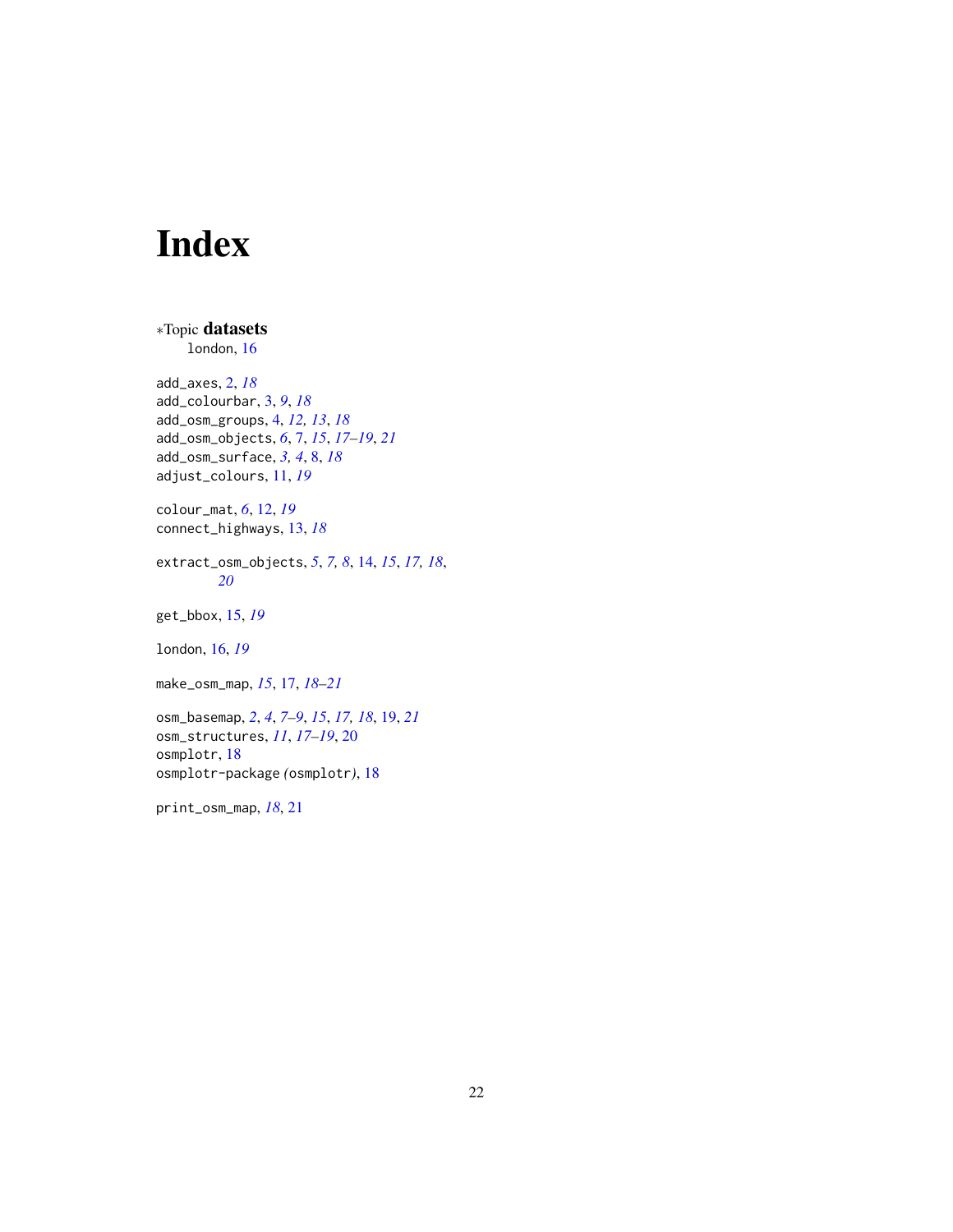# Index

∗Topic **datasets**

london, 16

add_axes, 2, *18*
add_colourbar, 3, *9*, *18*
add_osm_groups, 4, *12, 13*, *18*
add_osm_objects, *6*, 7, *15*, *17–19*, *21*
add_osm_surface, *3, 4*, 8, *18*
adjust_colours, 11, *19*

colour_mat, *6*, 12, *19*
connect_highways, 13, *18*

extract_osm_objects, *5*, *7, 8*, 14, *15*, *17, 18*, *20*

get_bbox, 15, *19*

london, 16, *19*

make_osm_map, *15*, 17, *18–21*

osm_basemap, *2*, *4*, *7–9*, *15*, *17, 18*, 19, *21*
osm_structures, *11*, *17–19*, 20
osmplotr, 18
osmplotr-package *(*osmplotr*)*, 18

print_osm_map, *18*, 21